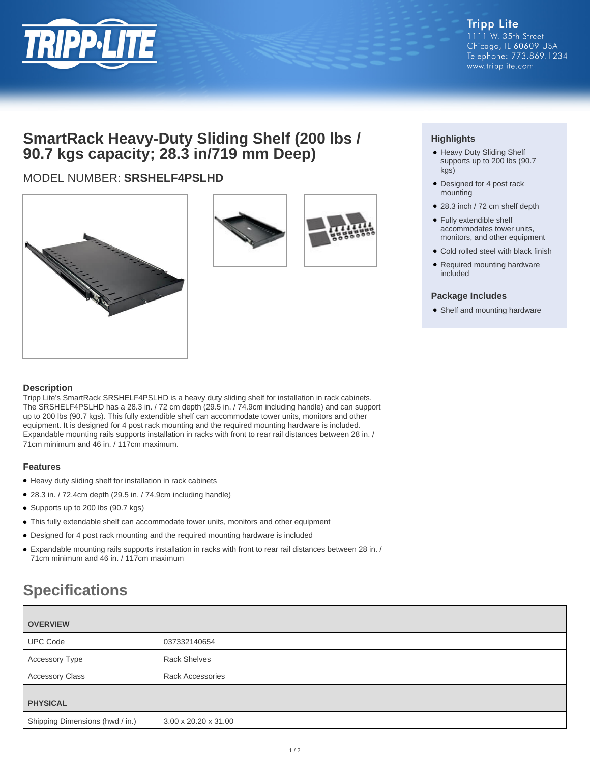Tripp Lite
1111 W. 35th Street
Chicago, IL 60609 USA
Telephone: 773.869.1234
www.tripplite.com

# SmartRack Heavy-Duty Sliding Shelf (200 lbs / 90.7 kgs capacity; 28.3 in/719 mm Deep)

MODEL NUMBER: **SRSHELF4PSLHD**

### Highlights

- Heavy Duty Sliding Shelf supports up to 200 lbs (90.7 kgs)
- Designed for 4 post rack mounting
- 28.3 inch / 72 cm shelf depth
- Fully extendible shelf accommodates tower units, monitors, and other equipment
- Cold rolled steel with black finish
- Required mounting hardware included

### Package Includes

- Shelf and mounting hardware

### Description

Tripp Lite's SmartRack SRSHELF4PSLHD is a heavy duty sliding shelf for installation in rack cabinets. The SRSHELF4PSLHD has a 28.3 in. / 72 cm depth (29.5 in. / 74.9cm including handle) and can support up to 200 lbs (90.7 kgs). This fully extendible shelf can accommodate tower units, monitors and other equipment. It is designed for 4 post rack mounting and the required mounting hardware is included. Expandable mounting rails supports installation in racks with front to rear rail distances between 28 in. / 71cm minimum and 46 in. / 117cm maximum.

### Features

- Heavy duty sliding shelf for installation in rack cabinets
- 28.3 in. / 72.4cm depth (29.5 in. / 74.9cm including handle)
- Supports up to 200 lbs (90.7 kgs)
- This fully extendable shelf can accommodate tower units, monitors and other equipment
- Designed for 4 post rack mounting and the required mounting hardware is included
- Expandable mounting rails supports installation in racks with front to rear rail distances between 28 in. / 71cm minimum and 46 in. / 117cm maximum

## Specifications

| OVERVIEW | |
|---|---|
| UPC Code | 037332140654 |
| Accessory Type | Rack Shelves |
| Accessory Class | Rack Accessories |
| **PHYSICAL** | |
| Shipping Dimensions (hwd / in.) | 3.00 x 20.20 x 31.00 |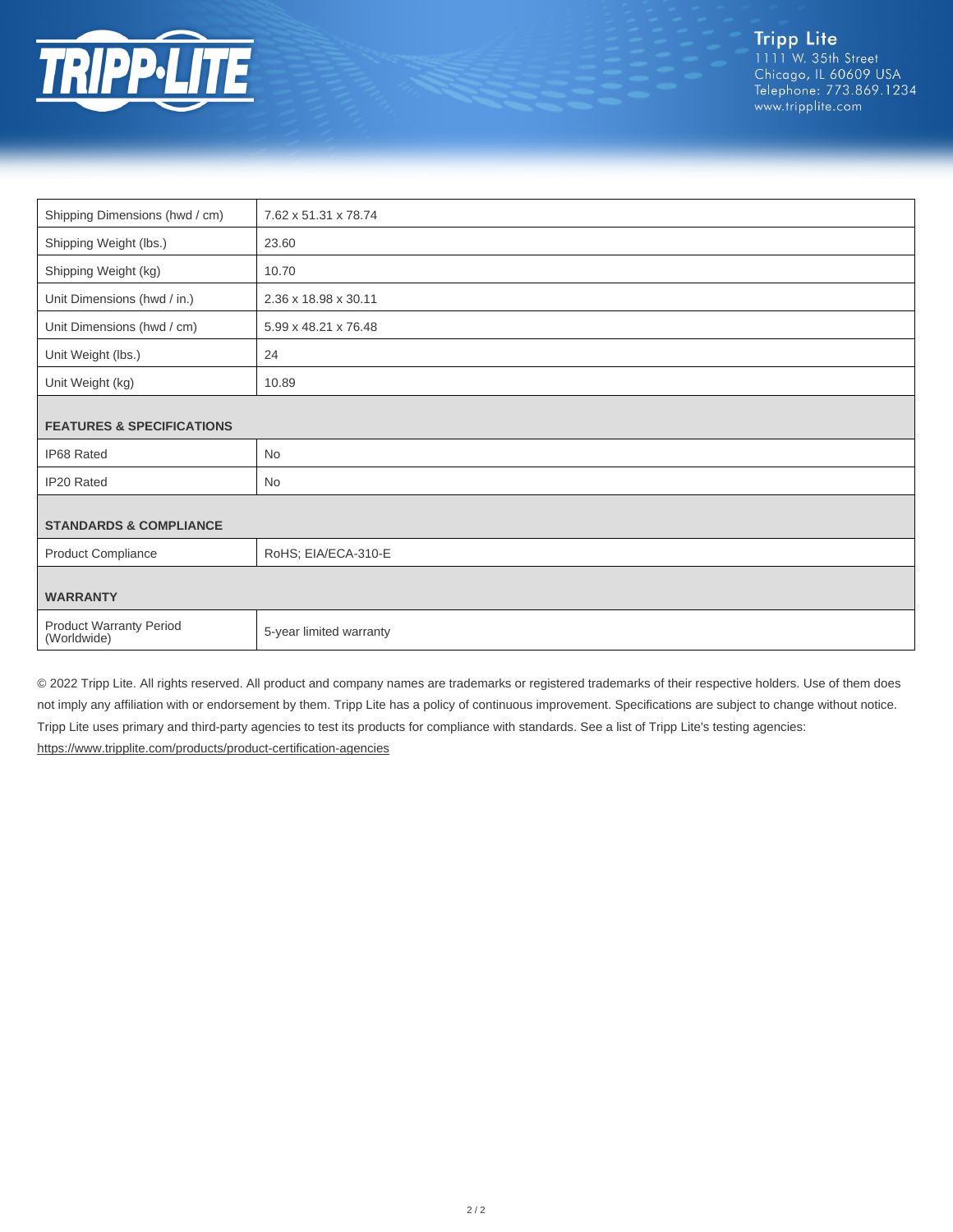| | |
|---|---|
| Shipping Dimensions (hwd / cm) | 7.62 x 51.31 x 78.74 |
| Shipping Weight (lbs.) | 23.60 |
| Shipping Weight (kg) | 10.70 |
| Unit Dimensions (hwd / in.) | 2.36 x 18.98 x 30.11 |
| Unit Dimensions (hwd / cm) | 5.99 x 48.21 x 76.48 |
| Unit Weight (lbs.) | 24 |
| Unit Weight (kg) | 10.89 |
| **FEATURES & SPECIFICATIONS** | |
| IP68 Rated | No |
| IP20 Rated | No |
| **STANDARDS & COMPLIANCE** | |
| Product Compliance | RoHS; EIA/ECA-310-E |
| **WARRANTY** | |
| Product Warranty Period (Worldwide) | 5-year limited warranty |

© 2022 Tripp Lite. All rights reserved. All product and company names are trademarks or registered trademarks of their respective holders. Use of them does not imply any affiliation with or endorsement by them. Tripp Lite has a policy of continuous improvement. Specifications are subject to change without notice. Tripp Lite uses primary and third-party agencies to test its products for compliance with standards. See a list of Tripp Lite's testing agencies: https://www.tripplite.com/products/product-certification-agencies